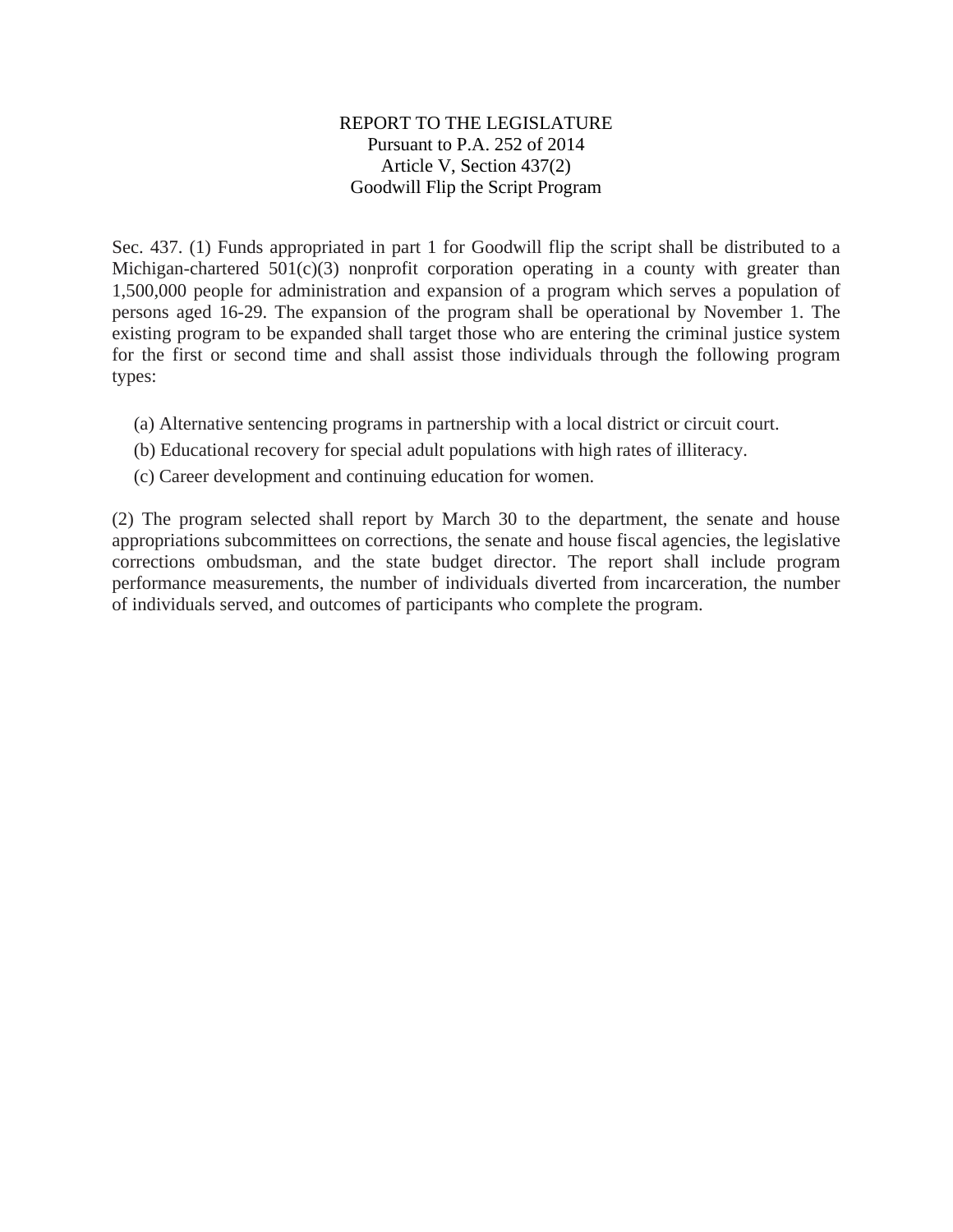# REPORT TO THE LEGISLATURE
## Pursuant to P.A. 252 of 2014
## Article V, Section 437(2)
## Goodwill Flip the Script Program

Sec. 437. (1) Funds appropriated in part 1 for Goodwill flip the script shall be distributed to a Michigan-chartered 501(c)(3) nonprofit corporation operating in a county with greater than 1,500,000 people for administration and expansion of a program which serves a population of persons aged 16-29. The expansion of the program shall be operational by November 1. The existing program to be expanded shall target those who are entering the criminal justice system for the first or second time and shall assist those individuals through the following program types:

(a) Alternative sentencing programs in partnership with a local district or circuit court.

(b) Educational recovery for special adult populations with high rates of illiteracy.

(c) Career development and continuing education for women.

(2) The program selected shall report by March 30 to the department, the senate and house appropriations subcommittees on corrections, the senate and house fiscal agencies, the legislative corrections ombudsman, and the state budget director. The report shall include program performance measurements, the number of individuals diverted from incarceration, the number of individuals served, and outcomes of participants who complete the program.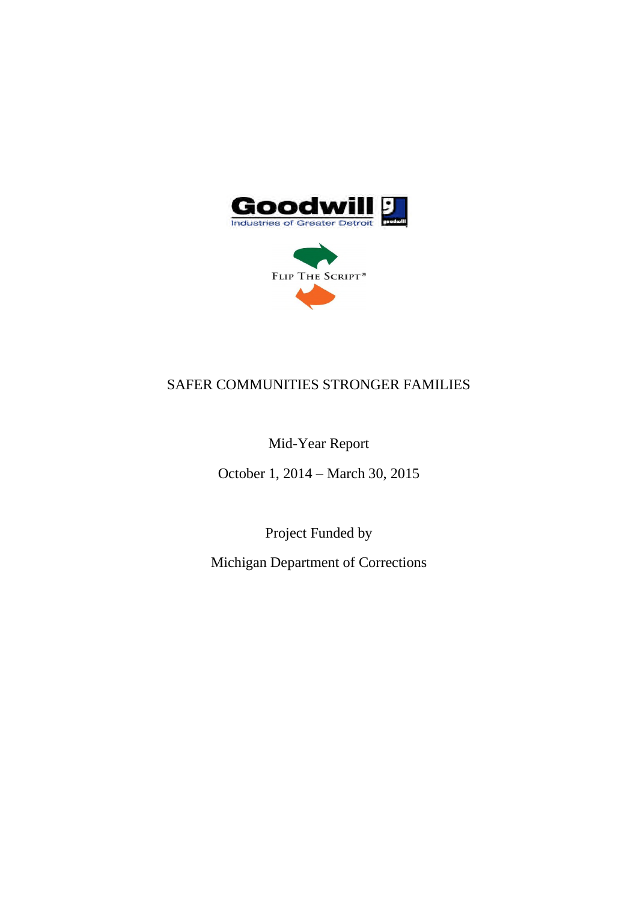Goodwill Industries of Greater Detroit

FLIP THE SCRIPT®

SAFER COMMUNITIES STRONGER FAMILIES

Mid-Year Report

October 1, 2014 – March 30, 2015

Project Funded by

Michigan Department of Corrections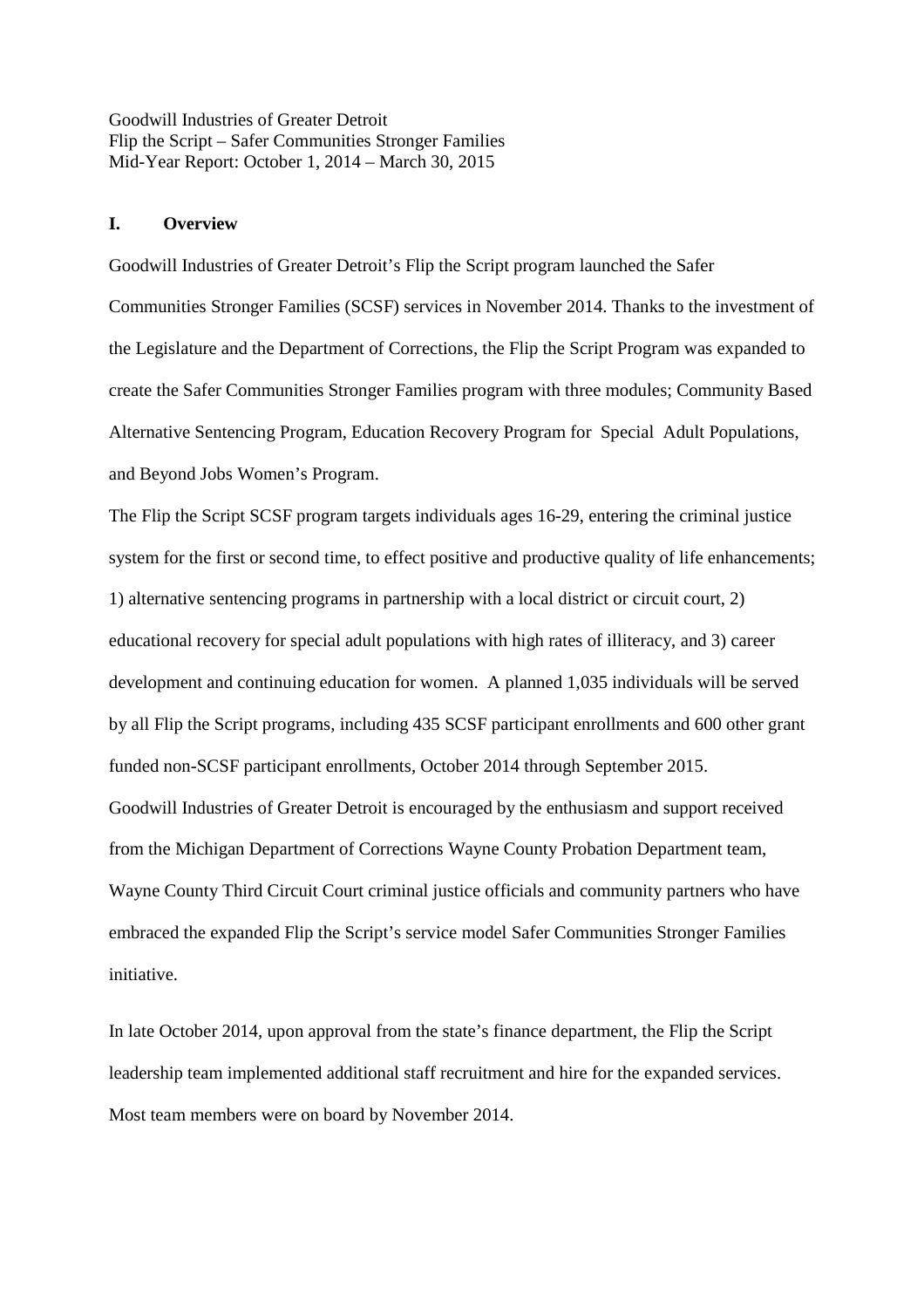Goodwill Industries of Greater Detroit
Flip the Script – Safer Communities Stronger Families
Mid-Year Report: October 1, 2014 – March 30, 2015

## I. Overview

Goodwill Industries of Greater Detroit's Flip the Script program launched the Safer Communities Stronger Families (SCSF) services in November 2014. Thanks to the investment of the Legislature and the Department of Corrections, the Flip the Script Program was expanded to create the Safer Communities Stronger Families program with three modules; Community Based Alternative Sentencing Program, Education Recovery Program for Special Adult Populations, and Beyond Jobs Women's Program.

The Flip the Script SCSF program targets individuals ages 16-29, entering the criminal justice system for the first or second time, to effect positive and productive quality of life enhancements; 1) alternative sentencing programs in partnership with a local district or circuit court, 2) educational recovery for special adult populations with high rates of illiteracy, and 3) career development and continuing education for women. A planned 1,035 individuals will be served by all Flip the Script programs, including 435 SCSF participant enrollments and 600 other grant funded non-SCSF participant enrollments, October 2014 through September 2015.

Goodwill Industries of Greater Detroit is encouraged by the enthusiasm and support received from the Michigan Department of Corrections Wayne County Probation Department team, Wayne County Third Circuit Court criminal justice officials and community partners who have embraced the expanded Flip the Script's service model Safer Communities Stronger Families initiative.

In late October 2014, upon approval from the state's finance department, the Flip the Script leadership team implemented additional staff recruitment and hire for the expanded services. Most team members were on board by November 2014.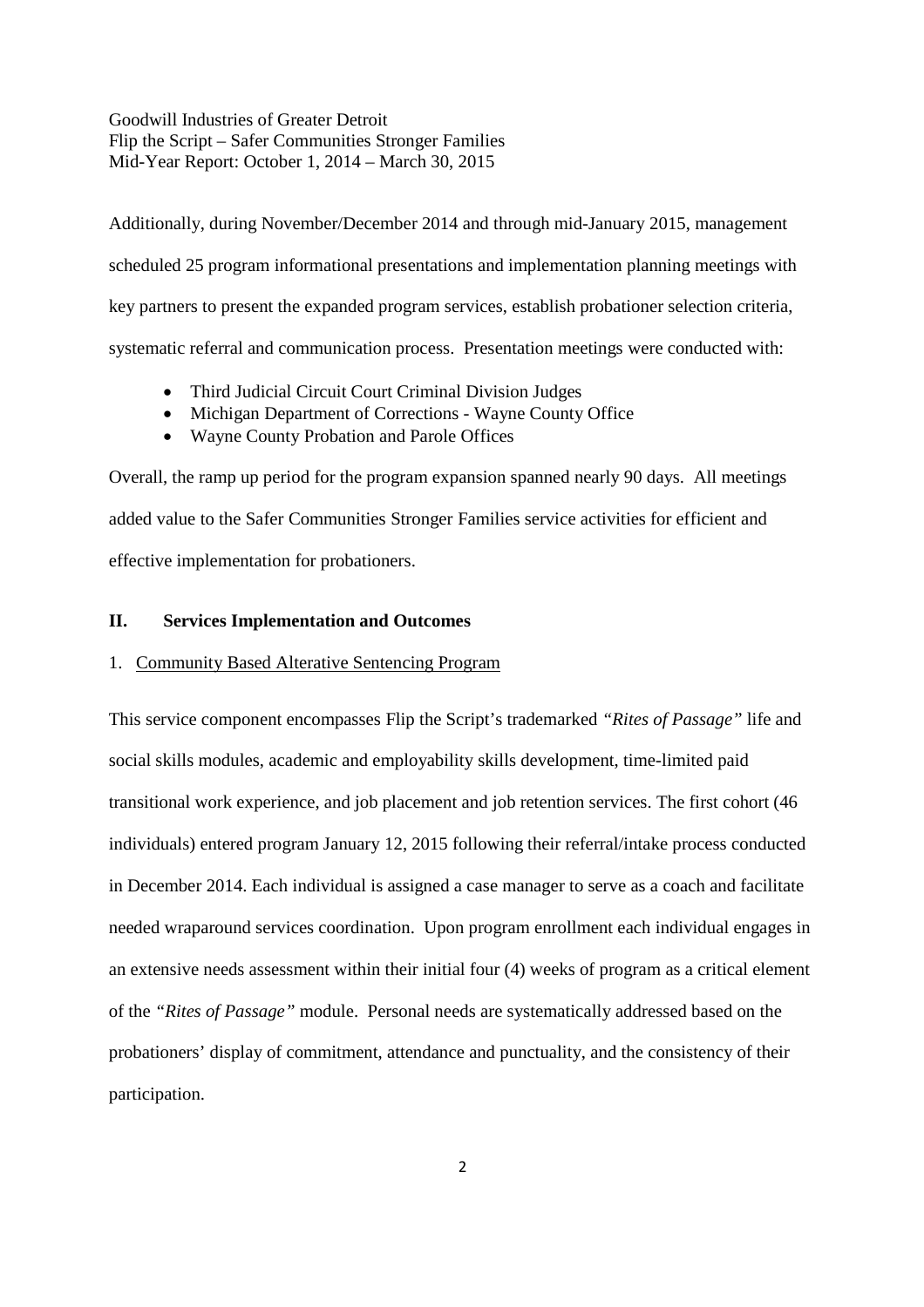Additionally, during November/December 2014 and through mid-January 2015, management scheduled 25 program informational presentations and implementation planning meetings with key partners to present the expanded program services, establish probationer selection criteria, systematic referral and communication process. Presentation meetings were conducted with:

- Third Judicial Circuit Court Criminal Division Judges
- Michigan Department of Corrections - Wayne County Office
- Wayne County Probation and Parole Offices

Overall, the ramp up period for the program expansion spanned nearly 90 days. All meetings added value to the Safer Communities Stronger Families service activities for efficient and effective implementation for probationers.

## II. Services Implementation and Outcomes

1. Community Based Alterative Sentencing Program

This service component encompasses Flip the Script's trademarked *"Rites of Passage"* life and social skills modules, academic and employability skills development, time-limited paid transitional work experience, and job placement and job retention services. The first cohort (46 individuals) entered program January 12, 2015 following their referral/intake process conducted in December 2014. Each individual is assigned a case manager to serve as a coach and facilitate needed wraparound services coordination. Upon program enrollment each individual engages in an extensive needs assessment within their initial four (4) weeks of program as a critical element of the *"Rites of Passage"* module. Personal needs are systematically addressed based on the probationers' display of commitment, attendance and punctuality, and the consistency of their participation.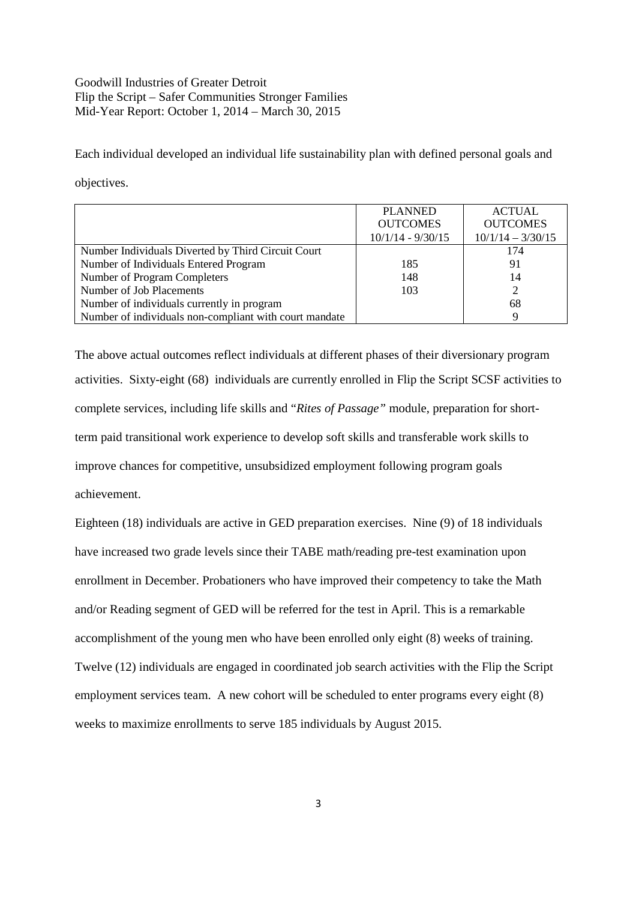Goodwill Industries of Greater Detroit
Flip the Script – Safer Communities Stronger Families
Mid-Year Report: October 1, 2014 – March 30, 2015

Each individual developed an individual life sustainability plan with defined personal goals and objectives.

| | PLANNED OUTCOMES 10/1/14 - 9/30/15 | ACTUAL OUTCOMES 10/1/14 – 3/30/15 |
|---|---|---|
| Number Individuals Diverted by Third Circuit Court | | 174 |
| Number of Individuals Entered Program | 185 | 91 |
| Number of Program Completers | 148 | 14 |
| Number of Job Placements | 103 | 2 |
| Number of individuals currently in program | | 68 |
| Number of individuals non-compliant with court mandate | | 9 |

The above actual outcomes reflect individuals at different phases of their diversionary program activities. Sixty-eight (68) individuals are currently enrolled in Flip the Script SCSF activities to complete services, including life skills and "*Rites of Passage"* module, preparation for short-term paid transitional work experience to develop soft skills and transferable work skills to improve chances for competitive, unsubsidized employment following program goals achievement.

Eighteen (18) individuals are active in GED preparation exercises. Nine (9) of 18 individuals have increased two grade levels since their TABE math/reading pre-test examination upon enrollment in December. Probationers who have improved their competency to take the Math and/or Reading segment of GED will be referred for the test in April. This is a remarkable accomplishment of the young men who have been enrolled only eight (8) weeks of training. Twelve (12) individuals are engaged in coordinated job search activities with the Flip the Script employment services team. A new cohort will be scheduled to enter programs every eight (8) weeks to maximize enrollments to serve 185 individuals by August 2015.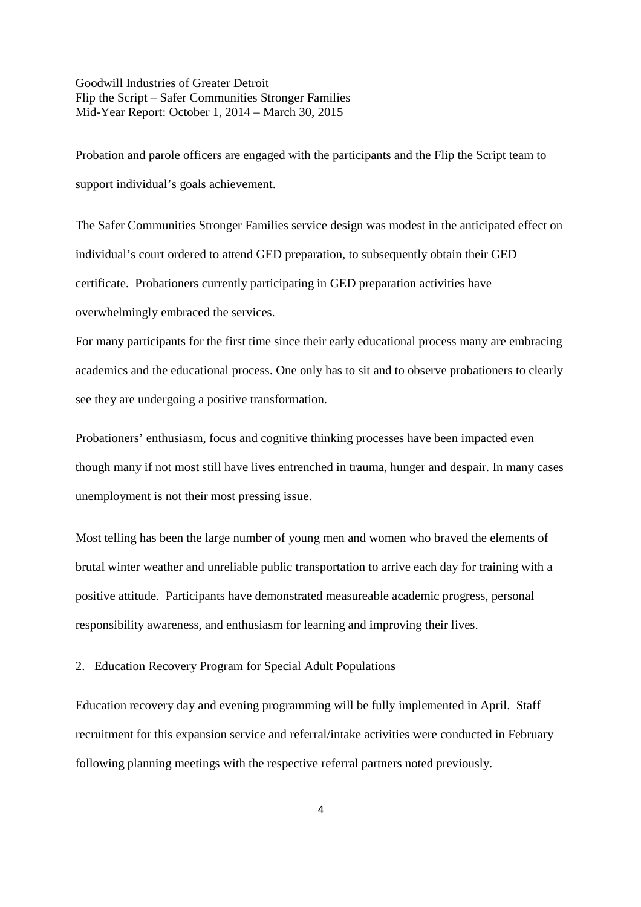Probation and parole officers are engaged with the participants and the Flip the Script team to support individual's goals achievement.

The Safer Communities Stronger Families service design was modest in the anticipated effect on individual's court ordered to attend GED preparation, to subsequently obtain their GED certificate. Probationers currently participating in GED preparation activities have overwhelmingly embraced the services.

For many participants for the first time since their early educational process many are embracing academics and the educational process. One only has to sit and to observe probationers to clearly see they are undergoing a positive transformation.

Probationers' enthusiasm, focus and cognitive thinking processes have been impacted even though many if not most still have lives entrenched in trauma, hunger and despair. In many cases unemployment is not their most pressing issue.

Most telling has been the large number of young men and women who braved the elements of brutal winter weather and unreliable public transportation to arrive each day for training with a positive attitude. Participants have demonstrated measureable academic progress, personal responsibility awareness, and enthusiasm for learning and improving their lives.

2. Education Recovery Program for Special Adult Populations

Education recovery day and evening programming will be fully implemented in April. Staff recruitment for this expansion service and referral/intake activities were conducted in February following planning meetings with the respective referral partners noted previously.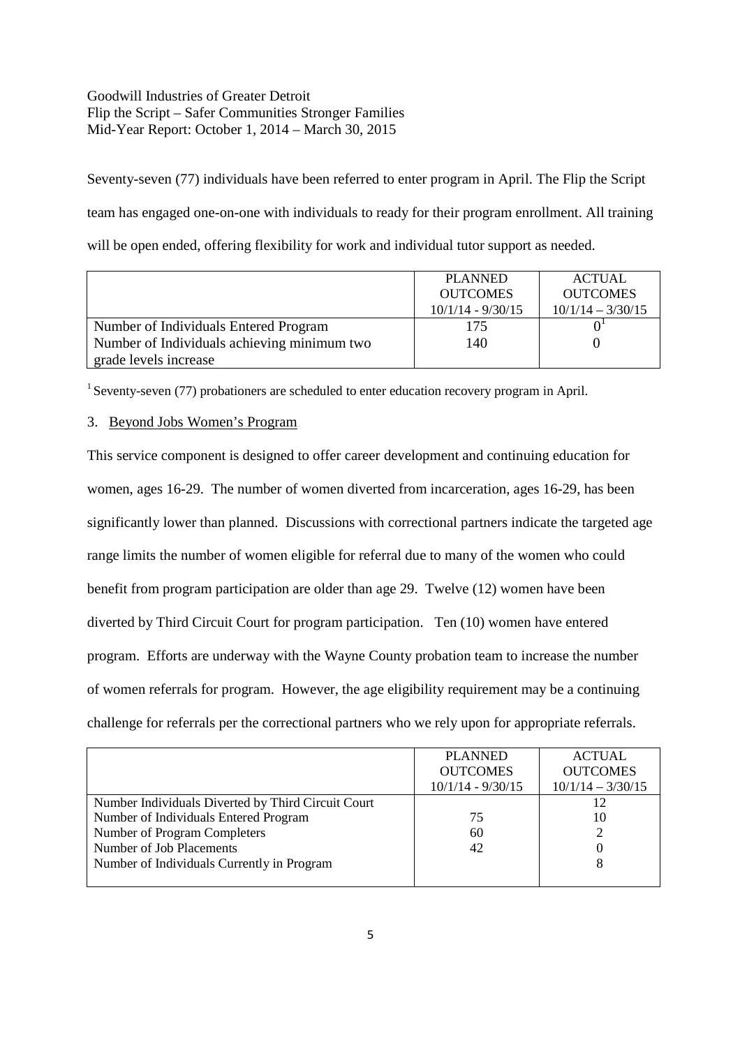Seventy-seven (77) individuals have been referred to enter program in April. The Flip the Script team has engaged one-on-one with individuals to ready for their program enrollment. All training will be open ended, offering flexibility for work and individual tutor support as needed.

| | PLANNED OUTCOMES 10/1/14 - 9/30/15 | ACTUAL OUTCOMES 10/1/14 – 3/30/15 |
|---|---|---|
| Number of Individuals Entered Program | 175 | 0[1] |
| Number of Individuals achieving minimum two grade levels increase | 140 | 0 |

[1] Seventy-seven (77) probationers are scheduled to enter education recovery program in April.

3. Beyond Jobs Women's Program

This service component is designed to offer career development and continuing education for women, ages 16-29. The number of women diverted from incarceration, ages 16-29, has been significantly lower than planned. Discussions with correctional partners indicate the targeted age range limits the number of women eligible for referral due to many of the women who could benefit from program participation are older than age 29. Twelve (12) women have been diverted by Third Circuit Court for program participation. Ten (10) women have entered program. Efforts are underway with the Wayne County probation team to increase the number of women referrals for program. However, the age eligibility requirement may be a continuing challenge for referrals per the correctional partners who we rely upon for appropriate referrals.

| | PLANNED OUTCOMES 10/1/14 - 9/30/15 | ACTUAL OUTCOMES 10/1/14 – 3/30/15 |
|---|---|---|
| Number Individuals Diverted by Third Circuit Court | | 12 |
| Number of Individuals Entered Program | 75 | 10 |
| Number of Program Completers | 60 | 2 |
| Number of Job Placements | 42 | 0 |
| Number of Individuals Currently in Program | | 8 |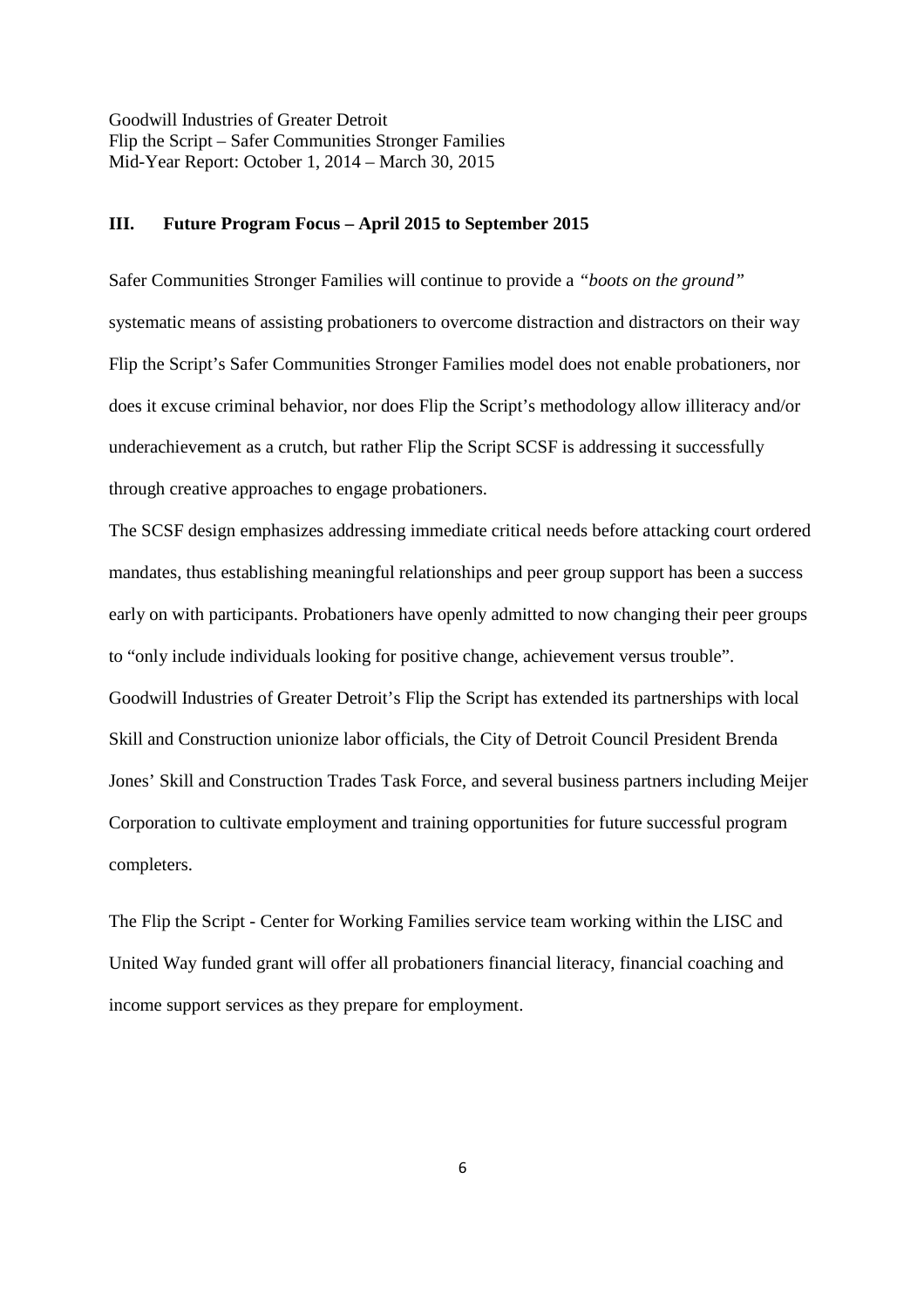Goodwill Industries of Greater Detroit
Flip the Script – Safer Communities Stronger Families
Mid-Year Report: October 1, 2014 – March 30, 2015

## III. Future Program Focus – April 2015 to September 2015

Safer Communities Stronger Families will continue to provide a *"boots on the ground"* systematic means of assisting probationers to overcome distraction and distractors on their way Flip the Script's Safer Communities Stronger Families model does not enable probationers, nor does it excuse criminal behavior, nor does Flip the Script's methodology allow illiteracy and/or underachievement as a crutch, but rather Flip the Script SCSF is addressing it successfully through creative approaches to engage probationers.

The SCSF design emphasizes addressing immediate critical needs before attacking court ordered mandates, thus establishing meaningful relationships and peer group support has been a success early on with participants. Probationers have openly admitted to now changing their peer groups to "only include individuals looking for positive change, achievement versus trouble".

Goodwill Industries of Greater Detroit's Flip the Script has extended its partnerships with local Skill and Construction unionize labor officials, the City of Detroit Council President Brenda Jones' Skill and Construction Trades Task Force, and several business partners including Meijer Corporation to cultivate employment and training opportunities for future successful program completers.

The Flip the Script - Center for Working Families service team working within the LISC and United Way funded grant will offer all probationers financial literacy, financial coaching and income support services as they prepare for employment.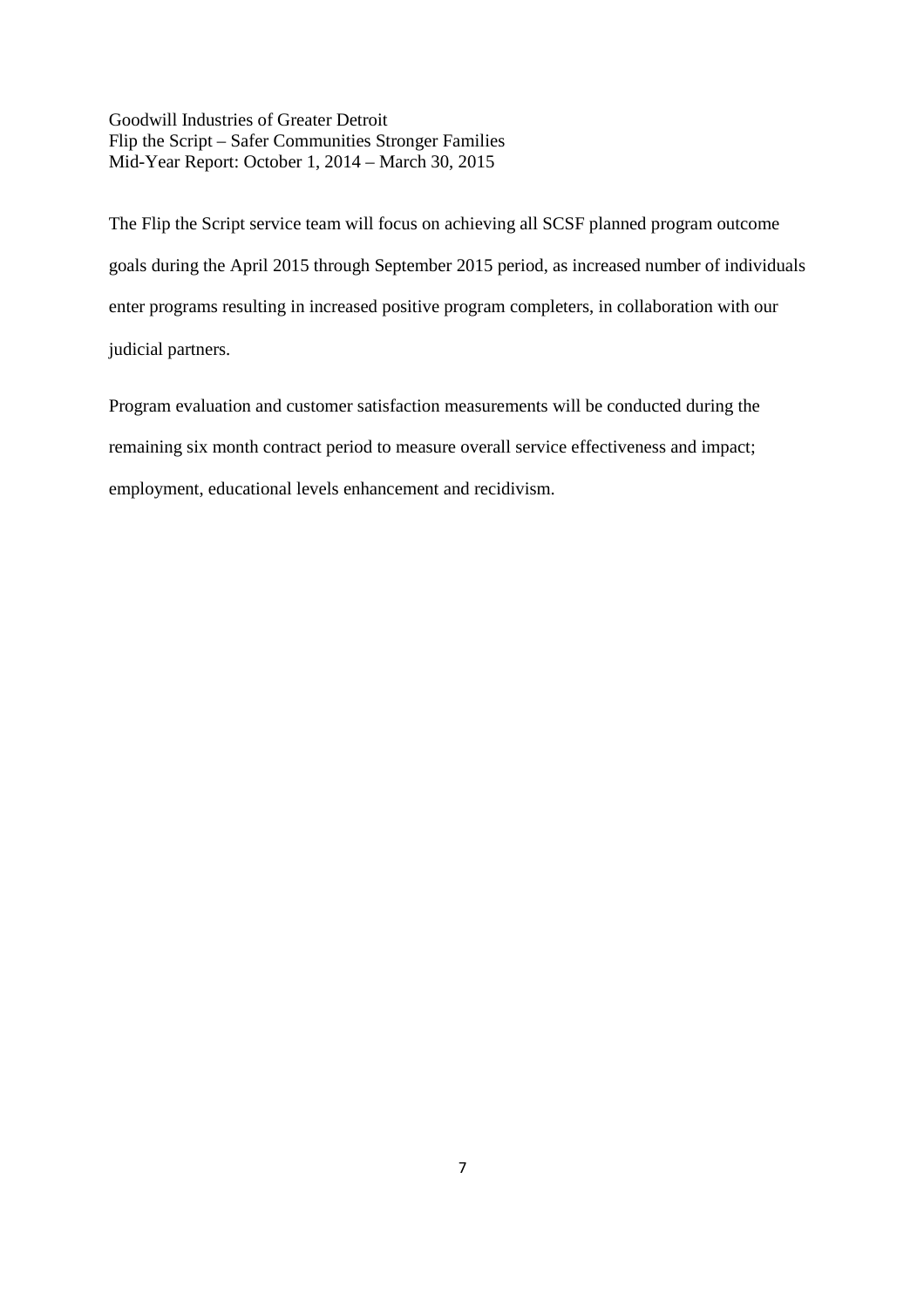The Flip the Script service team will focus on achieving all SCSF planned program outcome goals during the April 2015 through September 2015 period, as increased number of individuals enter programs resulting in increased positive program completers, in collaboration with our judicial partners.

Program evaluation and customer satisfaction measurements will be conducted during the remaining six month contract period to measure overall service effectiveness and impact; employment, educational levels enhancement and recidivism.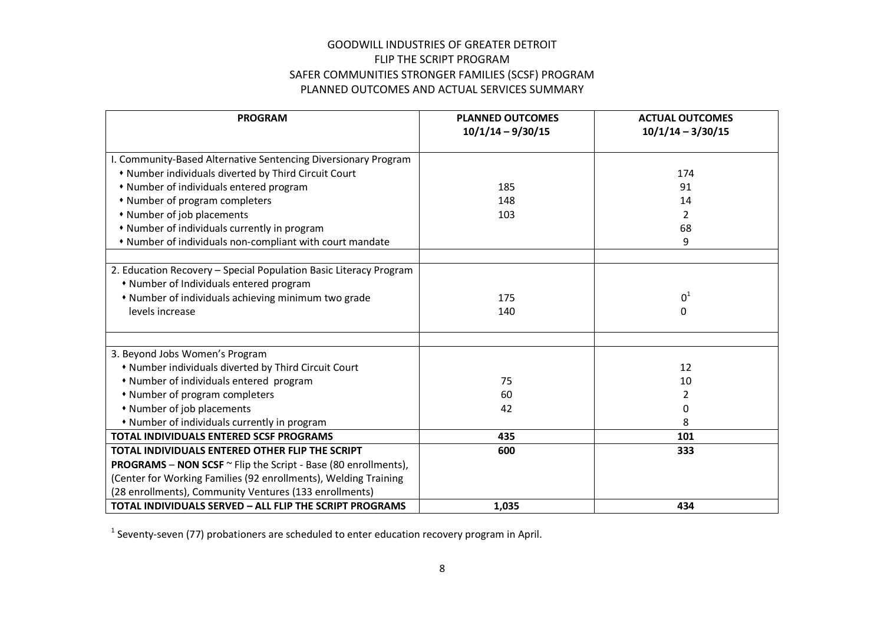GOODWILL INDUSTRIES OF GREATER DETROIT
FLIP THE SCRIPT PROGRAM
SAFER COMMUNITIES STRONGER FAMILIES (SCSF) PROGRAM
PLANNED OUTCOMES AND ACTUAL SERVICES SUMMARY

| PROGRAM | PLANNED OUTCOMES 10/1/14 – 9/30/15 | ACTUAL OUTCOMES 10/1/14 – 3/30/15 |
|---|---|---|
| I. Community-Based Alternative Sentencing Diversionary Program | | |
| • Number individuals diverted by Third Circuit Court | | 174 |
| • Number of individuals entered program | 185 | 91 |
| • Number of program completers | 148 | 14 |
| • Number of job placements | 103 | 2 |
| • Number of individuals currently in program | | 68 |
| • Number of individuals non-compliant with court mandate | | 9 |
| | | |
| 2. Education Recovery – Special Population Basic Literacy Program | | |
| • Number of Individuals entered program | 175 | 0[1] |
| • Number of individuals achieving minimum two grade levels increase | 140 | 0 |
| | | |
| 3. Beyond Jobs Women's Program | | |
| • Number individuals diverted by Third Circuit Court | | 12 |
| • Number of individuals entered program | 75 | 10 |
| • Number of program completers | 60 | 2 |
| • Number of job placements | 42 | 0 |
| • Number of individuals currently in program | | 8 |
| **TOTAL INDIVIDUALS ENTERED SCSF PROGRAMS** | **435** | **101** |
| **TOTAL INDIVIDUALS ENTERED OTHER FLIP THE SCRIPT PROGRAMS** – **NON SCSF** ~ Flip the Script - Base (80 enrollments), (Center for Working Families (92 enrollments), Welding Training (28 enrollments), Community Ventures (133 enrollments) | **600** | **333** |
| **TOTAL INDIVIDUALS SERVED – ALL FLIP THE SCRIPT PROGRAMS** | **1,035** | **434** |

[1] Seventy-seven (77) probationers are scheduled to enter education recovery program in April.